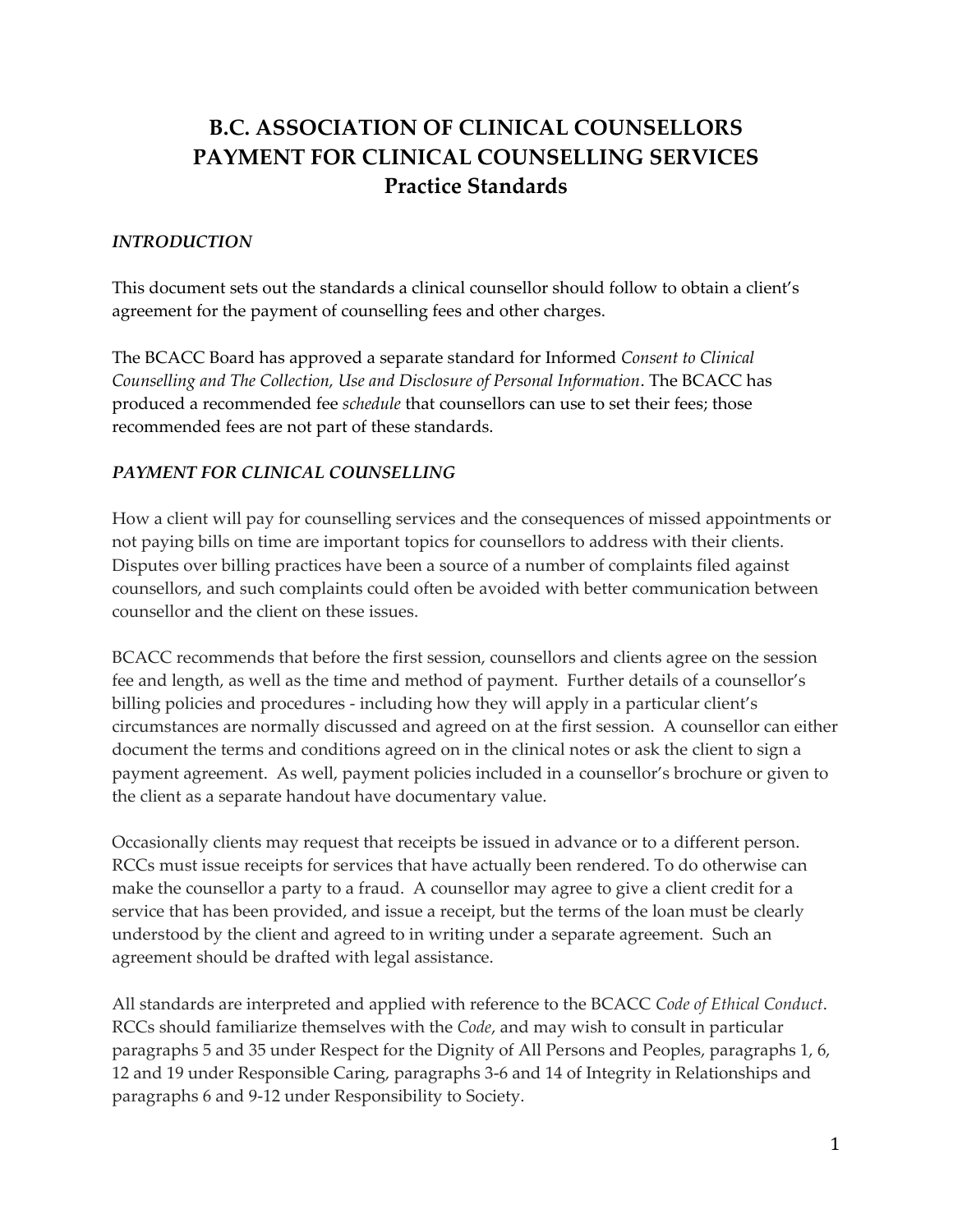# B.C. ASSOCIATION OF CLINICAL COUNSELLORS
# PAYMENT FOR CLINICAL COUNSELLING SERVICES
# Practice Standards

### *INTRODUCTION*

This document sets out the standards a clinical counsellor should follow to obtain a client's agreement for the payment of counselling fees and other charges.

The BCACC Board has approved a separate standard for Informed *Consent to Clinical Counselling and The Collection, Use and Disclosure of Personal Information*. The BCACC has produced a recommended fee *schedule* that counsellors can use to set their fees; those recommended fees are not part of these standards.

### *PAYMENT FOR CLINICAL COUNSELLING*

How a client will pay for counselling services and the consequences of missed appointments or not paying bills on time are important topics for counsellors to address with their clients. Disputes over billing practices have been a source of a number of complaints filed against counsellors, and such complaints could often be avoided with better communication between counsellor and the client on these issues.

BCACC recommends that before the first session, counsellors and clients agree on the session fee and length, as well as the time and method of payment. Further details of a counsellor's billing policies and procedures - including how they will apply in a particular client's circumstances are normally discussed and agreed on at the first session. A counsellor can either document the terms and conditions agreed on in the clinical notes or ask the client to sign a payment agreement. As well, payment policies included in a counsellor's brochure or given to the client as a separate handout have documentary value.

Occasionally clients may request that receipts be issued in advance or to a different person. RCCs must issue receipts for services that have actually been rendered. To do otherwise can make the counsellor a party to a fraud. A counsellor may agree to give a client credit for a service that has been provided, and issue a receipt, but the terms of the loan must be clearly understood by the client and agreed to in writing under a separate agreement. Such an agreement should be drafted with legal assistance.

All standards are interpreted and applied with reference to the BCACC *Code of Ethical Conduct*. RCCs should familiarize themselves with the *Code*, and may wish to consult in particular paragraphs 5 and 35 under Respect for the Dignity of All Persons and Peoples, paragraphs 1, 6, 12 and 19 under Responsible Caring, paragraphs 3-6 and 14 of Integrity in Relationships and paragraphs 6 and 9-12 under Responsibility to Society.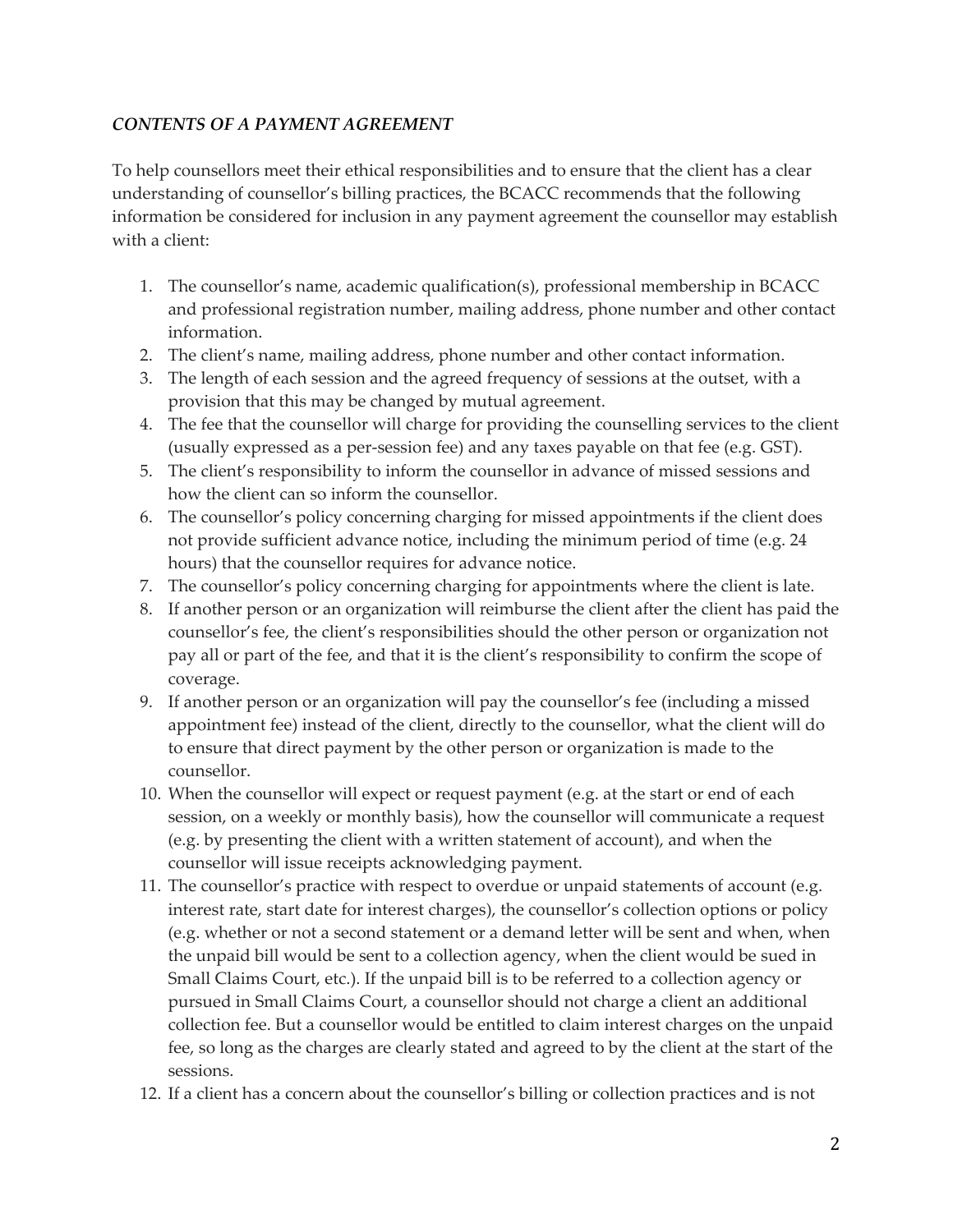***CONTENTS OF A PAYMENT AGREEMENT***

To help counsellors meet their ethical responsibilities and to ensure that the client has a clear understanding of counsellor's billing practices, the BCACC recommends that the following information be considered for inclusion in any payment agreement the counsellor may establish with a client:

1. The counsellor's name, academic qualification(s), professional membership in BCACC and professional registration number, mailing address, phone number and other contact information.
2. The client's name, mailing address, phone number and other contact information.
3. The length of each session and the agreed frequency of sessions at the outset, with a provision that this may be changed by mutual agreement.
4. The fee that the counsellor will charge for providing the counselling services to the client (usually expressed as a per-session fee) and any taxes payable on that fee (e.g. GST).
5. The client's responsibility to inform the counsellor in advance of missed sessions and how the client can so inform the counsellor.
6. The counsellor's policy concerning charging for missed appointments if the client does not provide sufficient advance notice, including the minimum period of time (e.g. 24 hours) that the counsellor requires for advance notice.
7. The counsellor's policy concerning charging for appointments where the client is late.
8. If another person or an organization will reimburse the client after the client has paid the counsellor's fee, the client's responsibilities should the other person or organization not pay all or part of the fee, and that it is the client's responsibility to confirm the scope of coverage.
9. If another person or an organization will pay the counsellor's fee (including a missed appointment fee) instead of the client, directly to the counsellor, what the client will do to ensure that direct payment by the other person or organization is made to the counsellor.
10. When the counsellor will expect or request payment (e.g. at the start or end of each session, on a weekly or monthly basis), how the counsellor will communicate a request (e.g. by presenting the client with a written statement of account), and when the counsellor will issue receipts acknowledging payment.
11. The counsellor's practice with respect to overdue or unpaid statements of account (e.g. interest rate, start date for interest charges), the counsellor's collection options or policy (e.g. whether or not a second statement or a demand letter will be sent and when, when the unpaid bill would be sent to a collection agency, when the client would be sued in Small Claims Court, etc.). If the unpaid bill is to be referred to a collection agency or pursued in Small Claims Court, a counsellor should not charge a client an additional collection fee. But a counsellor would be entitled to claim interest charges on the unpaid fee, so long as the charges are clearly stated and agreed to by the client at the start of the sessions.
12. If a client has a concern about the counsellor's billing or collection practices and is not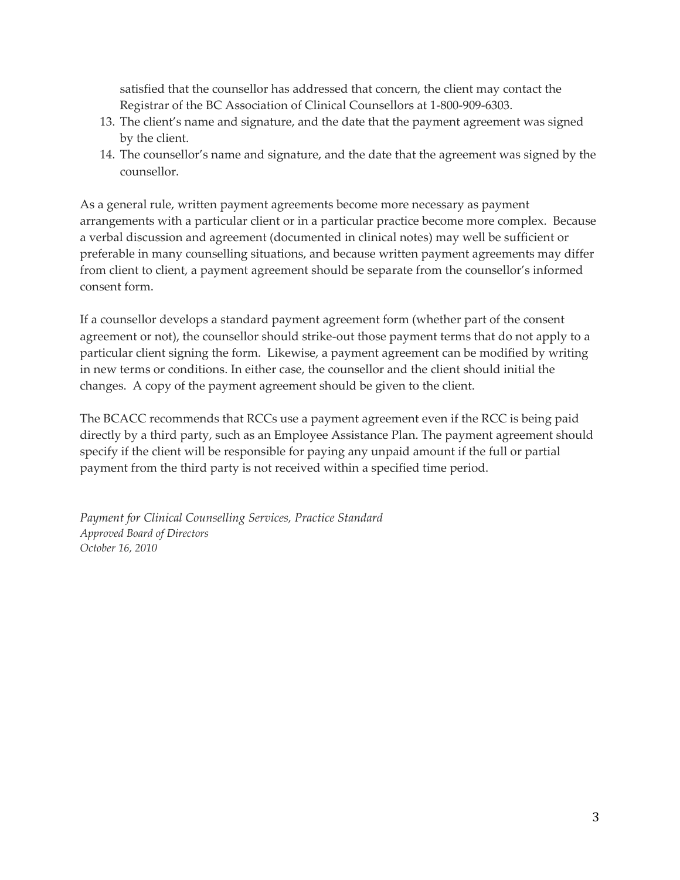satisfied that the counsellor has addressed that concern, the client may contact the Registrar of the BC Association of Clinical Counsellors at 1-800-909-6303.

13. The client's name and signature, and the date that the payment agreement was signed by the client.
14. The counsellor's name and signature, and the date that the agreement was signed by the counsellor.

As a general rule, written payment agreements become more necessary as payment arrangements with a particular client or in a particular practice become more complex. Because a verbal discussion and agreement (documented in clinical notes) may well be sufficient or preferable in many counselling situations, and because written payment agreements may differ from client to client, a payment agreement should be separate from the counsellor's informed consent form.

If a counsellor develops a standard payment agreement form (whether part of the consent agreement or not), the counsellor should strike-out those payment terms that do not apply to a particular client signing the form. Likewise, a payment agreement can be modified by writing in new terms or conditions. In either case, the counsellor and the client should initial the changes. A copy of the payment agreement should be given to the client.

The BCACC recommends that RCCs use a payment agreement even if the RCC is being paid directly by a third party, such as an Employee Assistance Plan. The payment agreement should specify if the client will be responsible for paying any unpaid amount if the full or partial payment from the third party is not received within a specified time period.

*Payment for Clinical Counselling Services, Practice Standard*
*Approved Board of Directors*
*October 16, 2010*